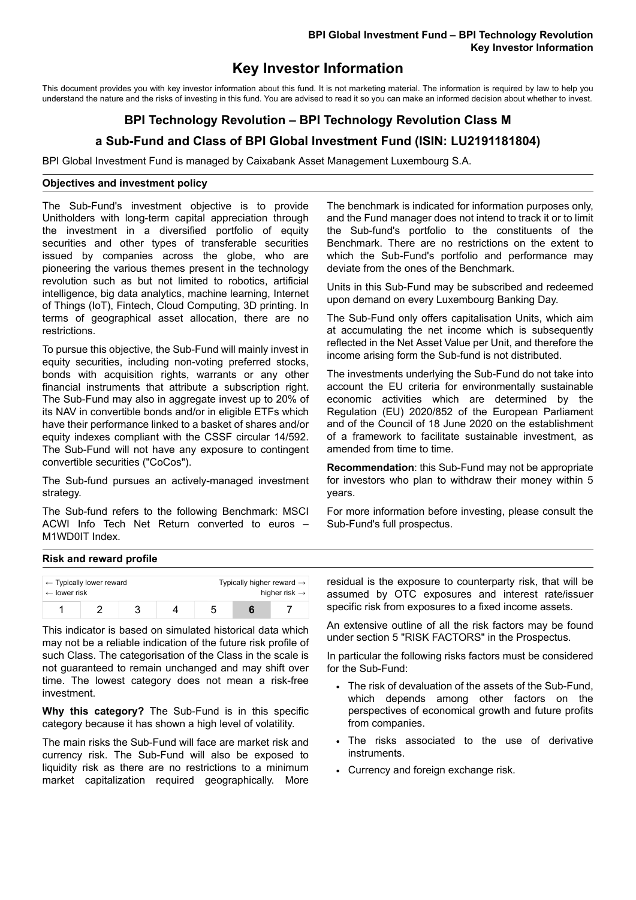# Key Investor Information

This document provides you with key investor information about this fund. It is not marketing material. The information is required by law to help you understand the nature and the risks of investing in this fund. You are advised to read it so you can make an informed decision about whether to invest.

## BPI Technology Revolution – BPI Technology Revolution Class M

## a Sub-Fund and Class of BPI Global Investment Fund (ISIN: LU2191181804)

BPI Global Investment Fund is managed by Caixabank Asset Management Luxembourg S.A.

### Objectives and investment policy

The Sub-Fund's investment objective is to provide Unitholders with long-term capital appreciation through the investment in a diversified portfolio of equity securities and other types of transferable securities issued by companies across the globe, who are pioneering the various themes present in the technology revolution such as but not limited to robotics, artificial intelligence, big data analytics, machine learning, Internet of Things (IoT), Fintech, Cloud Computing, 3D printing. In terms of geographical asset allocation, there are no restrictions.

To pursue this objective, the Sub-Fund will mainly invest in equity securities, including non-voting preferred stocks, bonds with acquisition rights, warrants or any other financial instruments that attribute a subscription right. The Sub-Fund may also in aggregate invest up to 20% of its NAV in convertible bonds and/or in eligible ETFs which have their performance linked to a basket of shares and/or equity indexes compliant with the CSSF circular 14/592. The Sub-Fund will not have any exposure to contingent convertible securities ("CoCos").

The Sub-fund pursues an actively-managed investment strategy.

The Sub-fund refers to the following Benchmark: MSCI ACWI Info Tech Net Return converted to euros – M1WD0IT Index.

The benchmark is indicated for information purposes only, and the Fund manager does not intend to track it or to limit the Sub-fund's portfolio to the constituents of the Benchmark. There are no restrictions on the extent to which the Sub-Fund's portfolio and performance may deviate from the ones of the Benchmark.

Units in this Sub-Fund may be subscribed and redeemed upon demand on every Luxembourg Banking Day.

The Sub-Fund only offers capitalisation Units, which aim at accumulating the net income which is subsequently reflected in the Net Asset Value per Unit, and therefore the income arising form the Sub-fund is not distributed.

The investments underlying the Sub-Fund do not take into account the EU criteria for environmentally sustainable economic activities which are determined by the Regulation (EU) 2020/852 of the European Parliament and of the Council of 18 June 2020 on the establishment of a framework to facilitate sustainable investment, as amended from time to time.

**Recommendation**: this Sub-Fund may not be appropriate for investors who plan to withdraw their money within 5 years.

For more information before investing, please consult the Sub-Fund's full prospectus.

### Risk and reward profile

| ← Typically lower reward ← lower risk | | | | | | Typically higher reward → higher risk → |
|---|---|---|---|---|---|---|
| 1 | 2 | 3 | 4 | 5 | **6** | 7 |

This indicator is based on simulated historical data which may not be a reliable indication of the future risk profile of such Class. The categorisation of the Class in the scale is not guaranteed to remain unchanged and may shift over time. The lowest category does not mean a risk-free investment.

**Why this category?** The Sub-Fund is in this specific category because it has shown a high level of volatility.

The main risks the Sub-Fund will face are market risk and currency risk. The Sub-Fund will also be exposed to liquidity risk as there are no restrictions to a minimum market capitalization required geographically. More residual is the exposure to counterparty risk, that will be assumed by OTC exposures and interest rate/issuer specific risk from exposures to a fixed income assets.

An extensive outline of all the risk factors may be found under section 5 "RISK FACTORS" in the Prospectus.

In particular the following risks factors must be considered for the Sub-Fund:

- The risk of devaluation of the assets of the Sub-Fund, which depends among other factors on the perspectives of economical growth and future profits from companies.
- The risks associated to the use of derivative instruments.
- Currency and foreign exchange risk.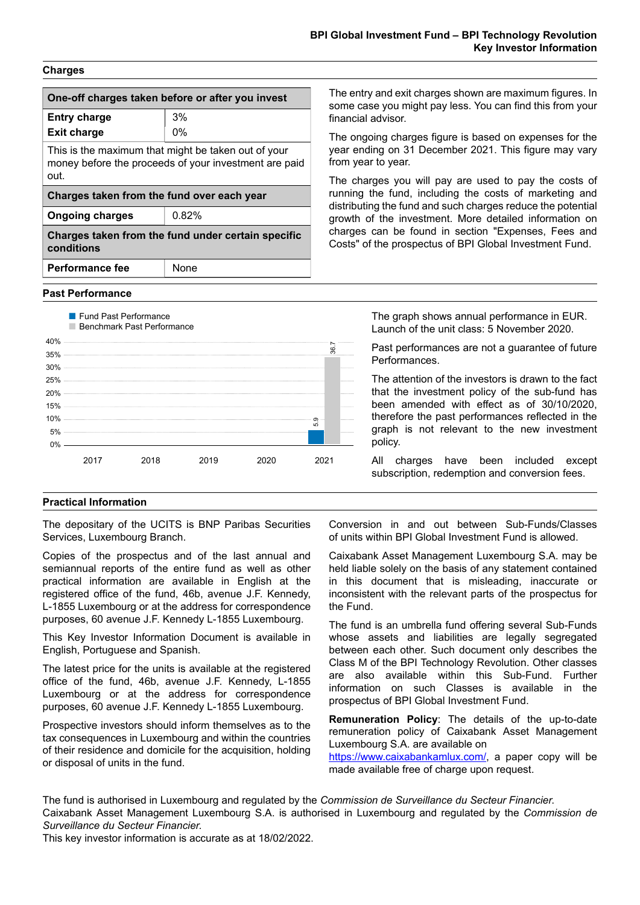## Charges

| One-off charges taken before or after you invest | |
|---|---|
| **Entry charge** | 3% |
| **Exit charge** | 0% |
| This is the maximum that might be taken out of your money before the proceeds of your investment are paid out. | |
| **Charges taken from the fund over each year** | |
| **Ongoing charges** | 0.82% |
| **Charges taken from the fund under certain specific conditions** | |
| **Performance fee** | None |

The entry and exit charges shown are maximum figures. In some case you might pay less. You can find this from your financial advisor.

The ongoing charges figure is based on expenses for the year ending on 31 December 2021. This figure may vary from year to year.

The charges you will pay are used to pay the costs of running the fund, including the costs of marketing and distributing the fund and such charges reduce the potential growth of the investment. More detailed information on charges can be found in section "Expenses, Fees and Costs" of the prospectus of BPI Global Investment Fund.

## Past Performance

Fund Past Performance
Benchmark Past Performance

40%
35%
30%
25%
20%
15%
10%
5%
0%

5.9
36.7

2017
2018
2019
2020
2021

The graph shows annual performance in EUR. Launch of the unit class: 5 November 2020.

Past performances are not a guarantee of future Performances.

The attention of the investors is drawn to the fact that the investment policy of the sub-fund has been amended with effect as of 30/10/2020, therefore the past performances reflected in the graph is not relevant to the new investment policy.

All charges have been included except subscription, redemption and conversion fees.

## Practical Information

The depositary of the UCITS is BNP Paribas Securities Services, Luxembourg Branch.

Copies of the prospectus and of the last annual and semiannual reports of the entire fund as well as other practical information are available in English at the registered office of the fund, 46b, avenue J.F. Kennedy, L-1855 Luxembourg or at the address for correspondence purposes, 60 avenue J.F. Kennedy L-1855 Luxembourg.

This Key Investor Information Document is available in English, Portuguese and Spanish.

The latest price for the units is available at the registered office of the fund, 46b, avenue J.F. Kennedy, L-1855 Luxembourg or at the address for correspondence purposes, 60 avenue J.F. Kennedy L-1855 Luxembourg.

Prospective investors should inform themselves as to the tax consequences in Luxembourg and within the countries of their residence and domicile for the acquisition, holding or disposal of units in the fund.

Conversion in and out between Sub-Funds/Classes of units within BPI Global Investment Fund is allowed.

Caixabank Asset Management Luxembourg S.A. may be held liable solely on the basis of any statement contained in this document that is misleading, inaccurate or inconsistent with the relevant parts of the prospectus for the Fund.

The fund is an umbrella fund offering several Sub-Funds whose assets and liabilities are legally segregated between each other. Such document only describes the Class M of the BPI Technology Revolution. Other classes are also available within this Sub-Fund. Further information on such Classes is available in the prospectus of BPI Global Investment Fund.

**Remuneration Policy**: The details of the up-to-date remuneration policy of Caixabank Asset Management Luxembourg S.A. are available on https://www.caixabankamlux.com/, a paper copy will be made available free of charge upon request.

The fund is authorised in Luxembourg and regulated by the *Commission de Surveillance du Secteur Financier*.
Caixabank Asset Management Luxembourg S.A. is authorised in Luxembourg and regulated by the *Commission de Surveillance du Secteur Financier*.
This key investor information is accurate as at 18/02/2022.